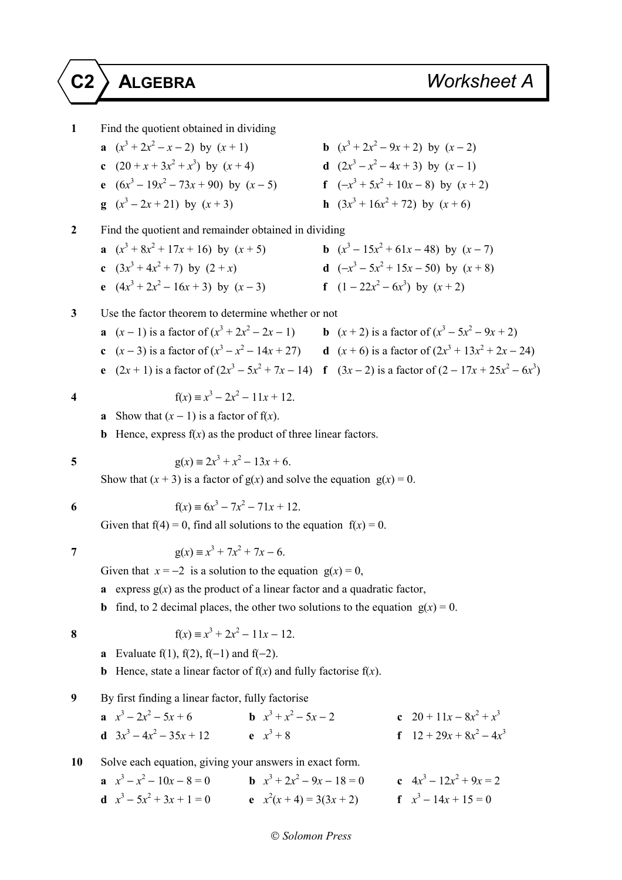# C2 ALGEBRA — Worksheet A

**1** Find the quotient obtained in dividing

**a** $(x^3 + 2x^2 - x - 2)$ by $(x + 1)$

**b** $(x^3 + 2x^2 - 9x + 2)$ by $(x - 2)$

**c** $(20 + x + 3x^2 + x^3)$ by $(x + 4)$

**d** $(2x^3 - x^2 - 4x + 3)$ by $(x - 1)$

**e** $(6x^3 - 19x^2 - 73x + 90)$ by $(x - 5)$

**f** $(-x^3 + 5x^2 + 10x - 8)$ by $(x + 2)$

**g** $(x^3 - 2x + 21)$ by $(x + 3)$

**h** $(3x^3 + 16x^2 + 72)$ by $(x + 6)$

**2** Find the quotient and remainder obtained in dividing

**a** $(x^3 + 8x^2 + 17x + 16)$ by $(x + 5)$

**b** $(x^3 - 15x^2 + 61x - 48)$ by $(x - 7)$

**c** $(3x^3 + 4x^2 + 7)$ by $(2 + x)$

**d** $(-x^3 - 5x^2 + 15x - 50)$ by $(x + 8)$

**e** $(4x^3 + 2x^2 - 16x + 3)$ by $(x - 3)$

**f** $(1 - 22x^2 - 6x^3)$ by $(x + 2)$

**3** Use the factor theorem to determine whether or not

**a** $(x - 1)$ is a factor of $(x^3 + 2x^2 - 2x - 1)$

**b** $(x + 2)$ is a factor of $(x^3 - 5x^2 - 9x + 2)$

**c** $(x - 3)$ is a factor of $(x^3 - x^2 - 14x + 27)$

**d** $(x + 6)$ is a factor of $(2x^3 + 13x^2 + 2x - 24)$

**e** $(2x + 1)$ is a factor of $(2x^3 - 5x^2 + 7x - 14)$

**f** $(3x - 2)$ is a factor of $(2 - 17x + 25x^2 - 6x^3)$

**4** $$f(x) \equiv x^3 - 2x^2 - 11x + 12.$$

**a** Show that $(x - 1)$ is a factor of $f(x)$.

**b** Hence, express $f(x)$ as the product of three linear factors.

**5** $$g(x) \equiv 2x^3 + x^2 - 13x + 6.$$

Show that $(x + 3)$ is a factor of $g(x)$ and solve the equation $g(x) = 0$.

**6** $$f(x) \equiv 6x^3 - 7x^2 - 71x + 12.$$

Given that $f(4) = 0$, find all solutions to the equation $f(x) = 0$.

**7** $$g(x) \equiv x^3 + 7x^2 + 7x - 6.$$

Given that $x = -2$ is a solution to the equation $g(x) = 0$,

**a** express $g(x)$ as the product of a linear factor and a quadratic factor,

**b** find, to 2 decimal places, the other two solutions to the equation $g(x) = 0$.

**8** $$f(x) \equiv x^3 + 2x^2 - 11x - 12.$$

**a** Evaluate $f(1)$, $f(2)$, $f(-1)$ and $f(-2)$.

**b** Hence, state a linear factor of $f(x)$ and fully factorise $f(x)$.

**9** By first finding a linear factor, fully factorise

**a** $x^3 - 2x^2 - 5x + 6$

**b** $x^3 + x^2 - 5x - 2$

**c** $20 + 11x - 8x^2 + x^3$

**d** $3x^3 - 4x^2 - 35x + 12$

**e** $x^3 + 8$

**f** $12 + 29x + 8x^2 - 4x^3$

**10** Solve each equation, giving your answers in exact form.

**a** $x^3 - x^2 - 10x - 8 = 0$

**b** $x^3 + 2x^2 - 9x - 18 = 0$

**c** $4x^3 - 12x^2 + 9x = 2$

**d** $x^3 - 5x^2 + 3x + 1 = 0$

**e** $x^2(x + 4) = 3(3x + 2)$

**f** $x^3 - 14x + 15 = 0$

© Solomon Press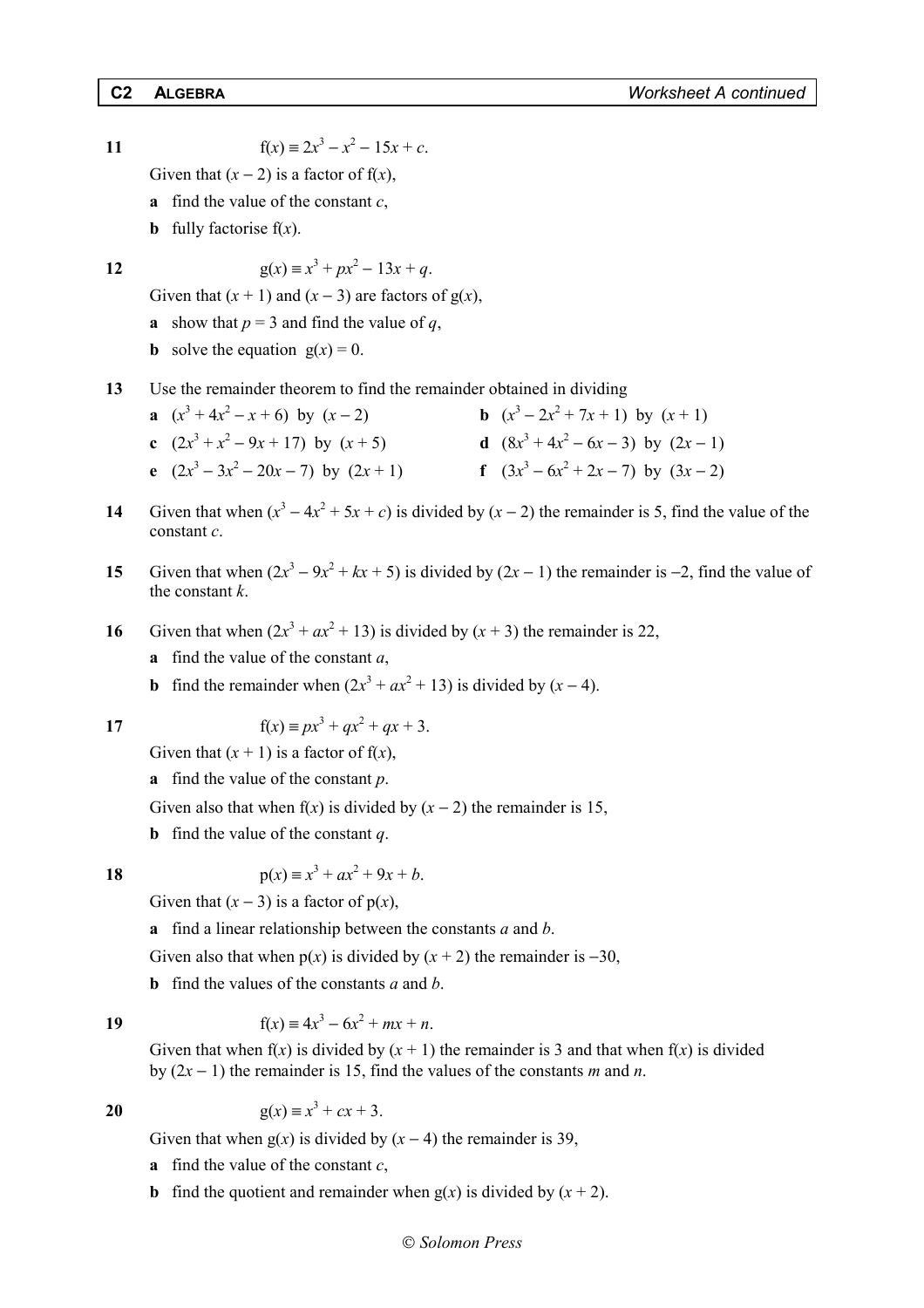**11** $$f(x) \equiv 2x^3 - x^2 - 15x + c.$$

Given that $(x - 2)$ is a factor of $f(x)$,

**a** find the value of the constant $c$,

**b** fully factorise $f(x)$.

**12** $$g(x) \equiv x^3 + px^2 - 13x + q.$$

Given that $(x + 1)$ and $(x - 3)$ are factors of $g(x)$,

**a** show that $p = 3$ and find the value of $q$,

**b** solve the equation $g(x) = 0$.

**13** Use the remainder theorem to find the remainder obtained in dividing

**a** $(x^3 + 4x^2 - x + 6)$ by $(x - 2)$

**b** $(x^3 - 2x^2 + 7x + 1)$ by $(x + 1)$

**c** $(2x^3 + x^2 - 9x + 17)$ by $(x + 5)$

**d** $(8x^3 + 4x^2 - 6x - 3)$ by $(2x - 1)$

**e** $(2x^3 - 3x^2 - 20x - 7)$ by $(2x + 1)$

**f** $(3x^3 - 6x^2 + 2x - 7)$ by $(3x - 2)$

**14** Given that when $(x^3 - 4x^2 + 5x + c)$ is divided by $(x - 2)$ the remainder is 5, find the value of the constant $c$.

**15** Given that when $(2x^3 - 9x^2 + kx + 5)$ is divided by $(2x - 1)$ the remainder is $-2$, find the value of the constant $k$.

**16** Given that when $(2x^3 + ax^2 + 13)$ is divided by $(x + 3)$ the remainder is 22,

**a** find the value of the constant $a$,

**b** find the remainder when $(2x^3 + ax^2 + 13)$ is divided by $(x - 4)$.

**17** $$f(x) \equiv px^3 + qx^2 + qx + 3.$$

Given that $(x + 1)$ is a factor of $f(x)$,

**a** find the value of the constant $p$.

Given also that when $f(x)$ is divided by $(x - 2)$ the remainder is 15,

**b** find the value of the constant $q$.

**18** $$p(x) \equiv x^3 + ax^2 + 9x + b.$$

Given that $(x - 3)$ is a factor of $p(x)$,

**a** find a linear relationship between the constants $a$ and $b$.

Given also that when $p(x)$ is divided by $(x + 2)$ the remainder is $-30$,

**b** find the values of the constants $a$ and $b$.

**19** $$f(x) \equiv 4x^3 - 6x^2 + mx + n.$$

Given that when $f(x)$ is divided by $(x + 1)$ the remainder is 3 and that when $f(x)$ is divided by $(2x - 1)$ the remainder is 15, find the values of the constants $m$ and $n$.

**20** $$g(x) \equiv x^3 + cx + 3.$$

Given that when $g(x)$ is divided by $(x - 4)$ the remainder is 39,

**a** find the value of the constant $c$,

**b** find the quotient and remainder when $g(x)$ is divided by $(x + 2)$.